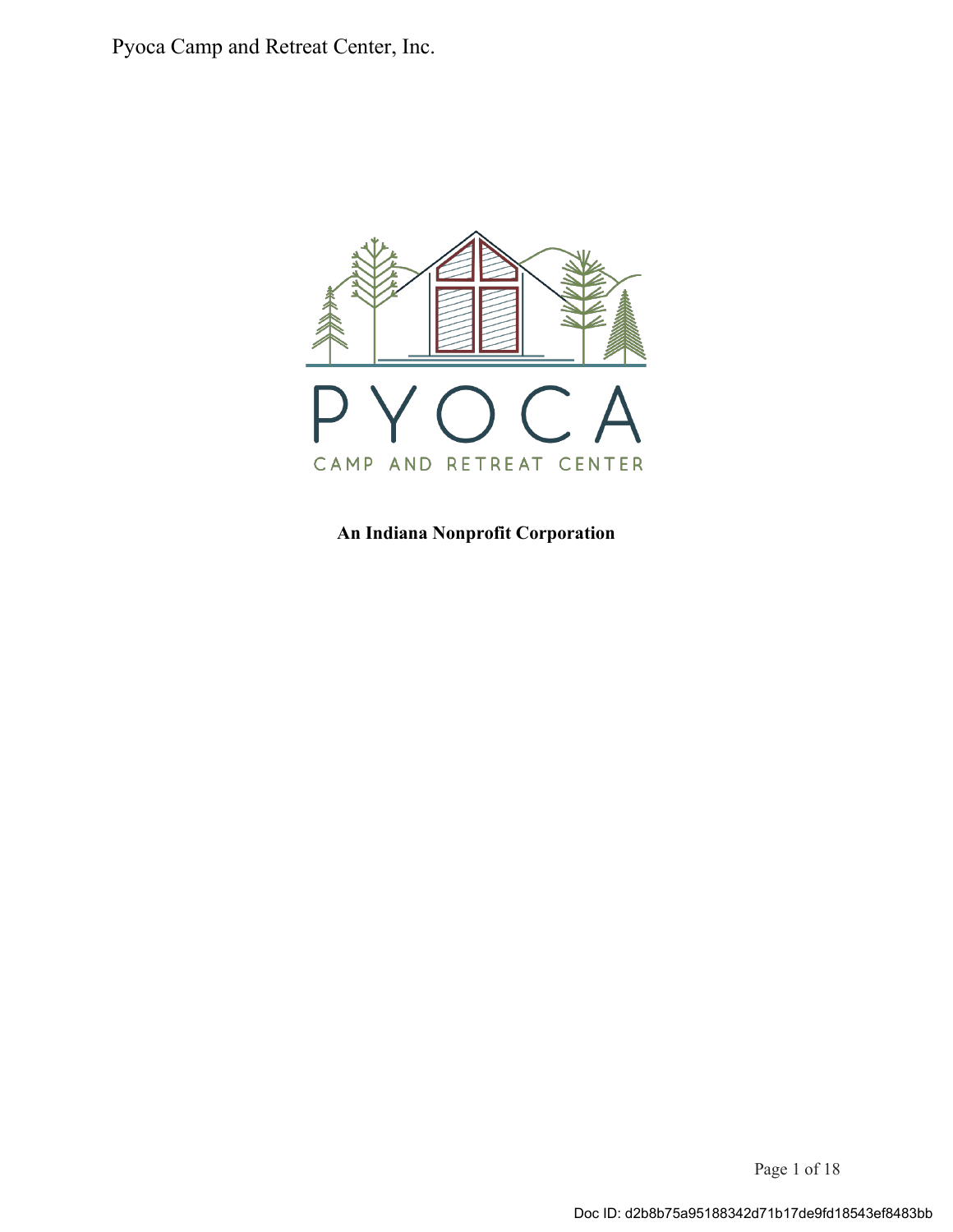Pyoca Camp and Retreat Center, Inc.

PYOCA

CAMP AND RETREAT CENTER

**An Indiana Nonprofit Corporation**

Doc ID: d2b8b75a95188342d71b17de9fd18543ef8483bb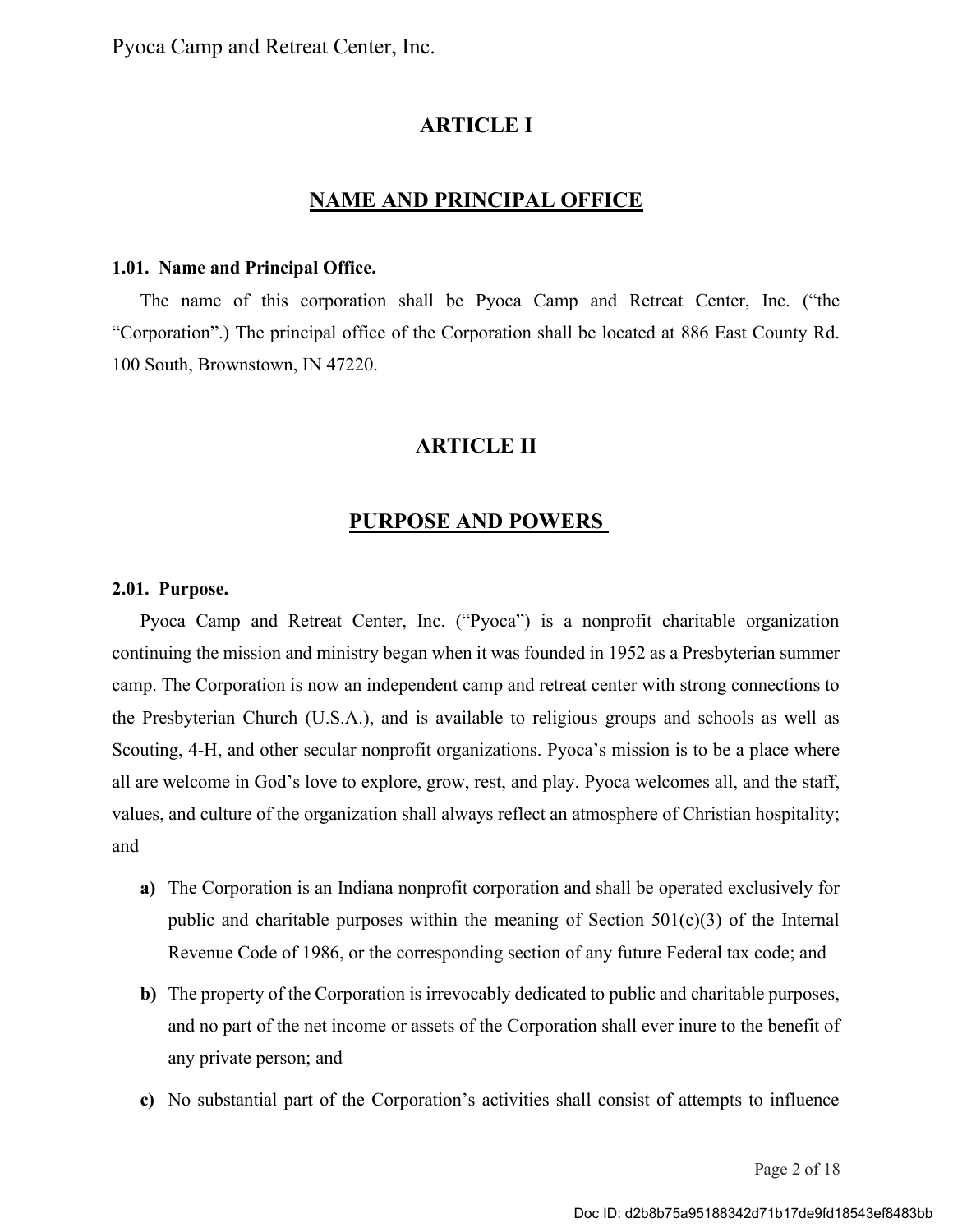# ARTICLE I

## NAME AND PRINCIPAL OFFICE

**1.01. Name and Principal Office.**

The name of this corporation shall be Pyoca Camp and Retreat Center, Inc. ("the "Corporation".) The principal office of the Corporation shall be located at 886 East County Rd. 100 South, Brownstown, IN 47220.

# ARTICLE II

## PURPOSE AND POWERS

**2.01. Purpose.**

Pyoca Camp and Retreat Center, Inc. ("Pyoca") is a nonprofit charitable organization continuing the mission and ministry began when it was founded in 1952 as a Presbyterian summer camp. The Corporation is now an independent camp and retreat center with strong connections to the Presbyterian Church (U.S.A.), and is available to religious groups and schools as well as Scouting, 4-H, and other secular nonprofit organizations. Pyoca's mission is to be a place where all are welcome in God's love to explore, grow, rest, and play. Pyoca welcomes all, and the staff, values, and culture of the organization shall always reflect an atmosphere of Christian hospitality; and

**a)** The Corporation is an Indiana nonprofit corporation and shall be operated exclusively for public and charitable purposes within the meaning of Section 501(c)(3) of the Internal Revenue Code of 1986, or the corresponding section of any future Federal tax code; and

**b)** The property of the Corporation is irrevocably dedicated to public and charitable purposes, and no part of the net income or assets of the Corporation shall ever inure to the benefit of any private person; and

**c)** No substantial part of the Corporation's activities shall consist of attempts to influence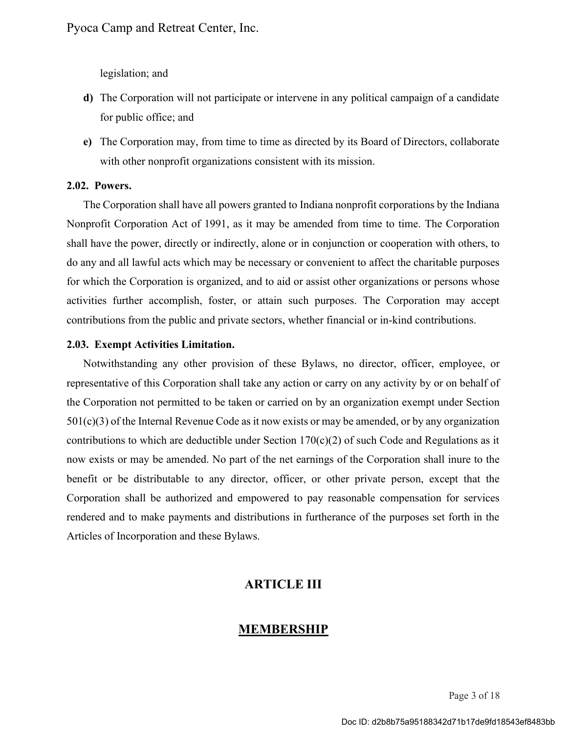legislation; and

- **d)** The Corporation will not participate or intervene in any political campaign of a candidate for public office; and
- **e)** The Corporation may, from time to time as directed by its Board of Directors, collaborate with other nonprofit organizations consistent with its mission.

**2.02. Powers.**

The Corporation shall have all powers granted to Indiana nonprofit corporations by the Indiana Nonprofit Corporation Act of 1991, as it may be amended from time to time. The Corporation shall have the power, directly or indirectly, alone or in conjunction or cooperation with others, to do any and all lawful acts which may be necessary or convenient to affect the charitable purposes for which the Corporation is organized, and to aid or assist other organizations or persons whose activities further accomplish, foster, or attain such purposes. The Corporation may accept contributions from the public and private sectors, whether financial or in-kind contributions.

**2.03. Exempt Activities Limitation.**

Notwithstanding any other provision of these Bylaws, no director, officer, employee, or representative of this Corporation shall take any action or carry on any activity by or on behalf of the Corporation not permitted to be taken or carried on by an organization exempt under Section 501(c)(3) of the Internal Revenue Code as it now exists or may be amended, or by any organization contributions to which are deductible under Section 170(c)(2) of such Code and Regulations as it now exists or may be amended. No part of the net earnings of the Corporation shall inure to the benefit or be distributable to any director, officer, or other private person, except that the Corporation shall be authorized and empowered to pay reasonable compensation for services rendered and to make payments and distributions in furtherance of the purposes set forth in the Articles of Incorporation and these Bylaws.

## ARTICLE III

## MEMBERSHIP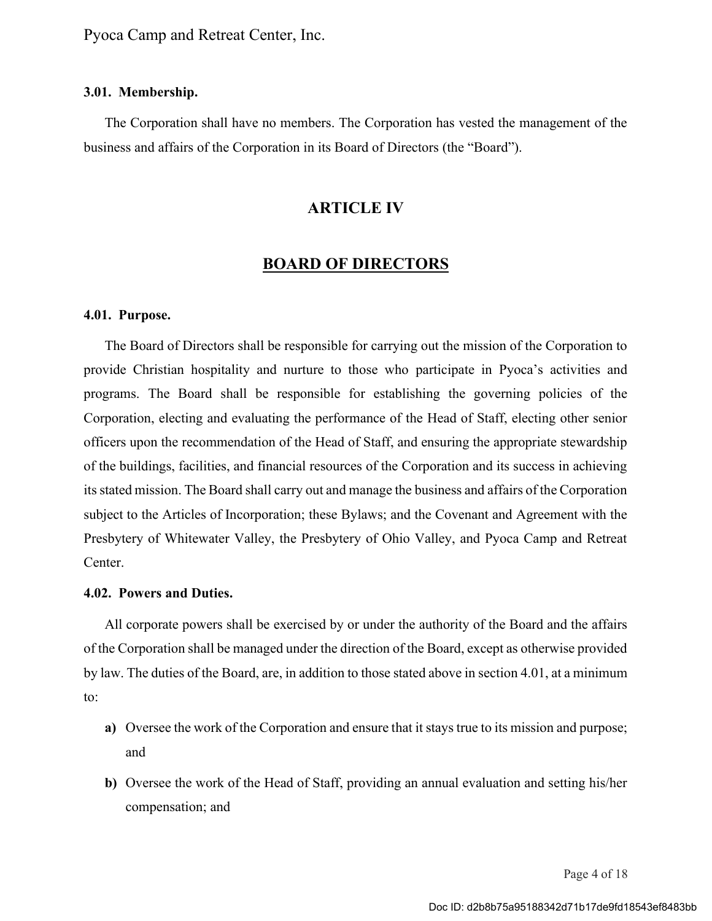### 3.01. Membership.

The Corporation shall have no members. The Corporation has vested the management of the business and affairs of the Corporation in its Board of Directors (the "Board").

## ARTICLE IV

## BOARD OF DIRECTORS

### 4.01. Purpose.

The Board of Directors shall be responsible for carrying out the mission of the Corporation to provide Christian hospitality and nurture to those who participate in Pyoca's activities and programs. The Board shall be responsible for establishing the governing policies of the Corporation, electing and evaluating the performance of the Head of Staff, electing other senior officers upon the recommendation of the Head of Staff, and ensuring the appropriate stewardship of the buildings, facilities, and financial resources of the Corporation and its success in achieving its stated mission. The Board shall carry out and manage the business and affairs of the Corporation subject to the Articles of Incorporation; these Bylaws; and the Covenant and Agreement with the Presbytery of Whitewater Valley, the Presbytery of Ohio Valley, and Pyoca Camp and Retreat Center.

### 4.02. Powers and Duties.

All corporate powers shall be exercised by or under the authority of the Board and the affairs of the Corporation shall be managed under the direction of the Board, except as otherwise provided by law. The duties of the Board, are, in addition to those stated above in section 4.01, at a minimum to:

- **a)** Oversee the work of the Corporation and ensure that it stays true to its mission and purpose; and
- **b)** Oversee the work of the Head of Staff, providing an annual evaluation and setting his/her compensation; and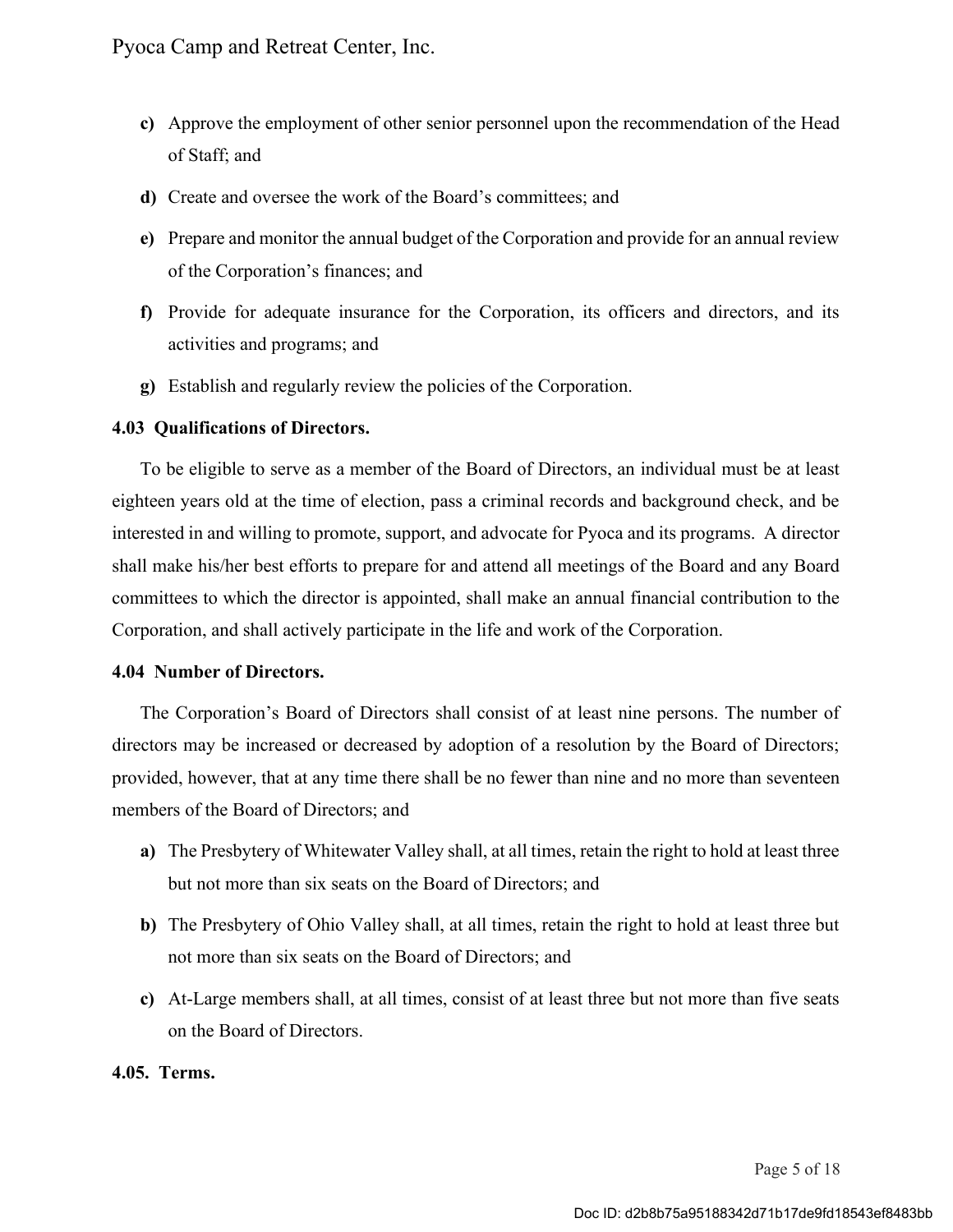**c)** Approve the employment of other senior personnel upon the recommendation of the Head of Staff; and

**d)** Create and oversee the work of the Board's committees; and

**e)** Prepare and monitor the annual budget of the Corporation and provide for an annual review of the Corporation's finances; and

**f)** Provide for adequate insurance for the Corporation, its officers and directors, and its activities and programs; and

**g)** Establish and regularly review the policies of the Corporation.

**4.03 Qualifications of Directors.**

To be eligible to serve as a member of the Board of Directors, an individual must be at least eighteen years old at the time of election, pass a criminal records and background check, and be interested in and willing to promote, support, and advocate for Pyoca and its programs. A director shall make his/her best efforts to prepare for and attend all meetings of the Board and any Board committees to which the director is appointed, shall make an annual financial contribution to the Corporation, and shall actively participate in the life and work of the Corporation.

**4.04 Number of Directors.**

The Corporation's Board of Directors shall consist of at least nine persons. The number of directors may be increased or decreased by adoption of a resolution by the Board of Directors; provided, however, that at any time there shall be no fewer than nine and no more than seventeen members of the Board of Directors; and

**a)** The Presbytery of Whitewater Valley shall, at all times, retain the right to hold at least three but not more than six seats on the Board of Directors; and

**b)** The Presbytery of Ohio Valley shall, at all times, retain the right to hold at least three but not more than six seats on the Board of Directors; and

**c)** At-Large members shall, at all times, consist of at least three but not more than five seats on the Board of Directors.

**4.05. Terms.**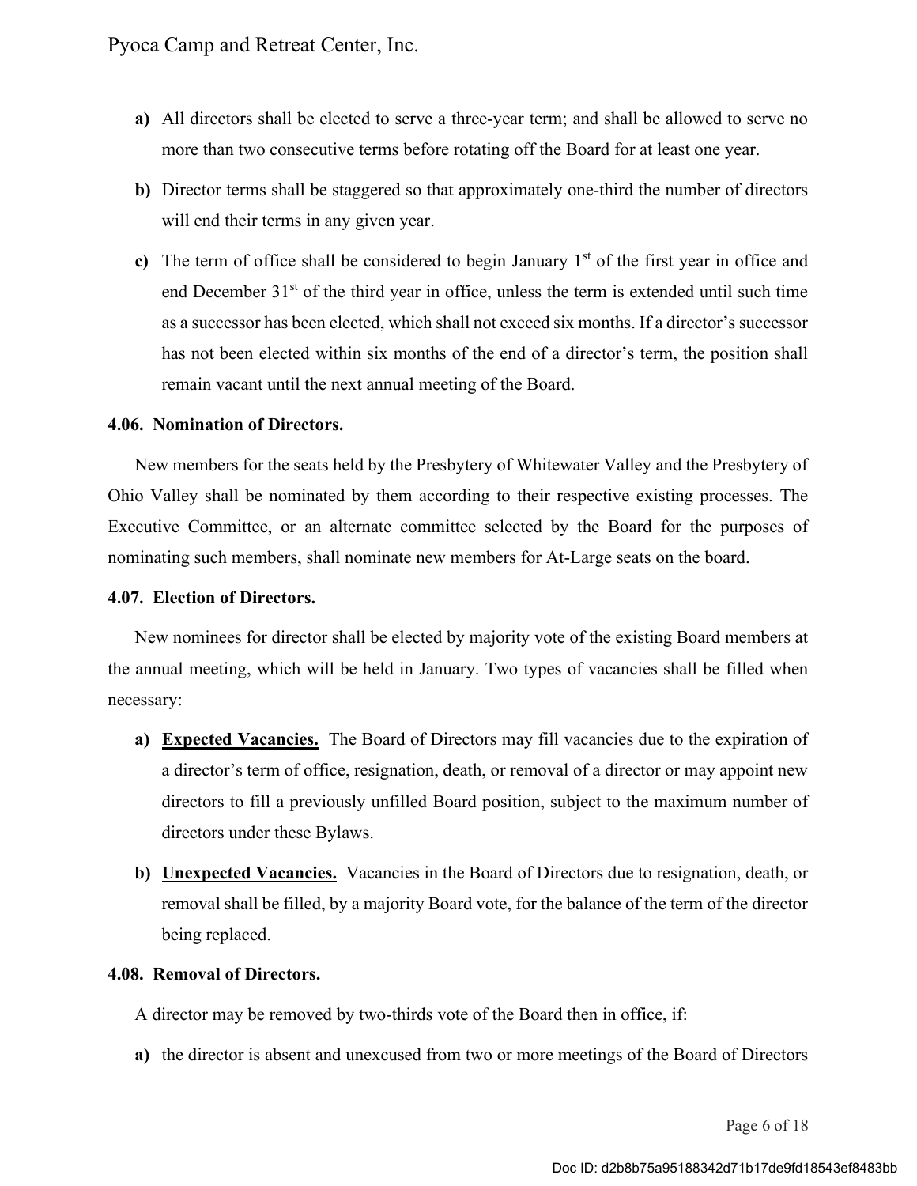- **a)** All directors shall be elected to serve a three-year term; and shall be allowed to serve no more than two consecutive terms before rotating off the Board for at least one year.
- **b)** Director terms shall be staggered so that approximately one-third the number of directors will end their terms in any given year.
- **c)** The term of office shall be considered to begin January 1st of the first year in office and end December 31st of the third year in office, unless the term is extended until such time as a successor has been elected, which shall not exceed six months. If a director's successor has not been elected within six months of the end of a director's term, the position shall remain vacant until the next annual meeting of the Board.

**4.06. Nomination of Directors.**

New members for the seats held by the Presbytery of Whitewater Valley and the Presbytery of Ohio Valley shall be nominated by them according to their respective existing processes. The Executive Committee, or an alternate committee selected by the Board for the purposes of nominating such members, shall nominate new members for At-Large seats on the board.

**4.07. Election of Directors.**

New nominees for director shall be elected by majority vote of the existing Board members at the annual meeting, which will be held in January. Two types of vacancies shall be filled when necessary:

- **a)** **Expected Vacancies.** The Board of Directors may fill vacancies due to the expiration of a director's term of office, resignation, death, or removal of a director or may appoint new directors to fill a previously unfilled Board position, subject to the maximum number of directors under these Bylaws.
- **b)** **Unexpected Vacancies.** Vacancies in the Board of Directors due to resignation, death, or removal shall be filled, by a majority Board vote, for the balance of the term of the director being replaced.

**4.08. Removal of Directors.**

A director may be removed by two-thirds vote of the Board then in office, if:

- **a)** the director is absent and unexcused from two or more meetings of the Board of Directors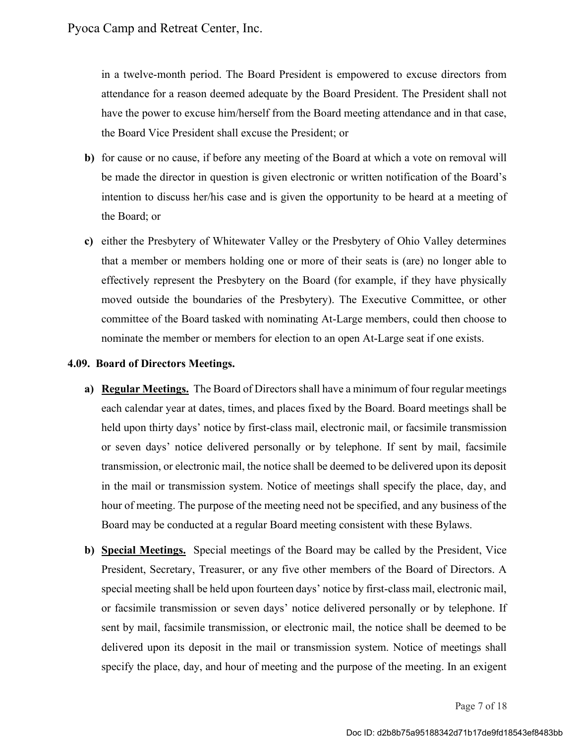in a twelve-month period. The Board President is empowered to excuse directors from attendance for a reason deemed adequate by the Board President. The President shall not have the power to excuse him/herself from the Board meeting attendance and in that case, the Board Vice President shall excuse the President; or

**b)** for cause or no cause, if before any meeting of the Board at which a vote on removal will be made the director in question is given electronic or written notification of the Board's intention to discuss her/his case and is given the opportunity to be heard at a meeting of the Board; or

**c)** either the Presbytery of Whitewater Valley or the Presbytery of Ohio Valley determines that a member or members holding one or more of their seats is (are) no longer able to effectively represent the Presbytery on the Board (for example, if they have physically moved outside the boundaries of the Presbytery). The Executive Committee, or other committee of the Board tasked with nominating At-Large members, could then choose to nominate the member or members for election to an open At-Large seat if one exists.

**4.09. Board of Directors Meetings.**

**a)** **Regular Meetings.** The Board of Directors shall have a minimum of four regular meetings each calendar year at dates, times, and places fixed by the Board. Board meetings shall be held upon thirty days' notice by first-class mail, electronic mail, or facsimile transmission or seven days' notice delivered personally or by telephone. If sent by mail, facsimile transmission, or electronic mail, the notice shall be deemed to be delivered upon its deposit in the mail or transmission system. Notice of meetings shall specify the place, day, and hour of meeting. The purpose of the meeting need not be specified, and any business of the Board may be conducted at a regular Board meeting consistent with these Bylaws.

**b)** **Special Meetings.** Special meetings of the Board may be called by the President, Vice President, Secretary, Treasurer, or any five other members of the Board of Directors. A special meeting shall be held upon fourteen days' notice by first-class mail, electronic mail, or facsimile transmission or seven days' notice delivered personally or by telephone. If sent by mail, facsimile transmission, or electronic mail, the notice shall be deemed to be delivered upon its deposit in the mail or transmission system. Notice of meetings shall specify the place, day, and hour of meeting and the purpose of the meeting. In an exigent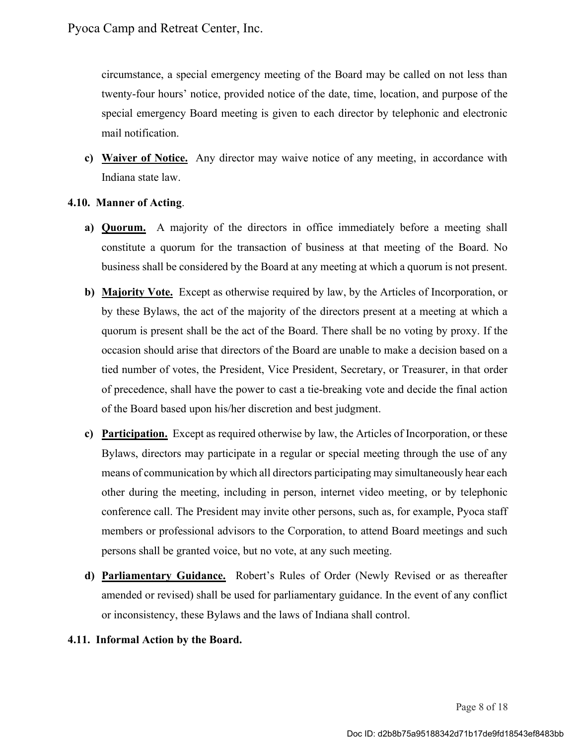circumstance, a special emergency meeting of the Board may be called on not less than twenty-four hours' notice, provided notice of the date, time, location, and purpose of the special emergency Board meeting is given to each director by telephonic and electronic mail notification.

c) **Waiver of Notice.** Any director may waive notice of any meeting, in accordance with Indiana state law.

**4.10. Manner of Acting**.

a) **Quorum.** A majority of the directors in office immediately before a meeting shall constitute a quorum for the transaction of business at that meeting of the Board. No business shall be considered by the Board at any meeting at which a quorum is not present.

b) **Majority Vote.** Except as otherwise required by law, by the Articles of Incorporation, or by these Bylaws, the act of the majority of the directors present at a meeting at which a quorum is present shall be the act of the Board. There shall be no voting by proxy. If the occasion should arise that directors of the Board are unable to make a decision based on a tied number of votes, the President, Vice President, Secretary, or Treasurer, in that order of precedence, shall have the power to cast a tie-breaking vote and decide the final action of the Board based upon his/her discretion and best judgment.

c) **Participation.** Except as required otherwise by law, the Articles of Incorporation, or these Bylaws, directors may participate in a regular or special meeting through the use of any means of communication by which all directors participating may simultaneously hear each other during the meeting, including in person, internet video meeting, or by telephonic conference call. The President may invite other persons, such as, for example, Pyoca staff members or professional advisors to the Corporation, to attend Board meetings and such persons shall be granted voice, but no vote, at any such meeting.

d) **Parliamentary Guidance.** Robert's Rules of Order (Newly Revised or as thereafter amended or revised) shall be used for parliamentary guidance. In the event of any conflict or inconsistency, these Bylaws and the laws of Indiana shall control.

**4.11. Informal Action by the Board.**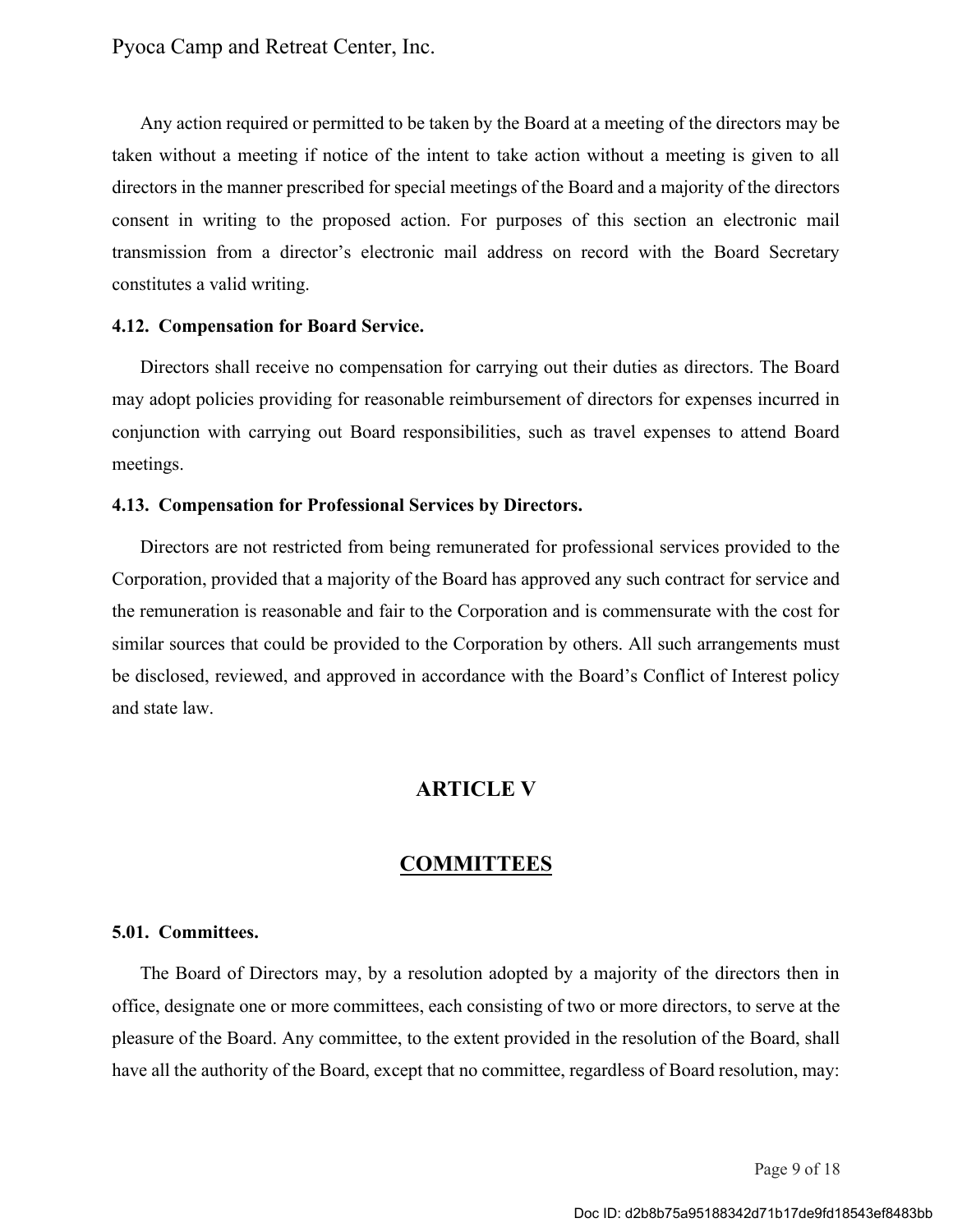Any action required or permitted to be taken by the Board at a meeting of the directors may be taken without a meeting if notice of the intent to take action without a meeting is given to all directors in the manner prescribed for special meetings of the Board and a majority of the directors consent in writing to the proposed action. For purposes of this section an electronic mail transmission from a director's electronic mail address on record with the Board Secretary constitutes a valid writing.

**4.12. Compensation for Board Service.**

Directors shall receive no compensation for carrying out their duties as directors. The Board may adopt policies providing for reasonable reimbursement of directors for expenses incurred in conjunction with carrying out Board responsibilities, such as travel expenses to attend Board meetings.

**4.13. Compensation for Professional Services by Directors.**

Directors are not restricted from being remunerated for professional services provided to the Corporation, provided that a majority of the Board has approved any such contract for service and the remuneration is reasonable and fair to the Corporation and is commensurate with the cost for similar sources that could be provided to the Corporation by others. All such arrangements must be disclosed, reviewed, and approved in accordance with the Board's Conflict of Interest policy and state law.

## ARTICLE V

## COMMITTEES

**5.01. Committees.**

The Board of Directors may, by a resolution adopted by a majority of the directors then in office, designate one or more committees, each consisting of two or more directors, to serve at the pleasure of the Board. Any committee, to the extent provided in the resolution of the Board, shall have all the authority of the Board, except that no committee, regardless of Board resolution, may: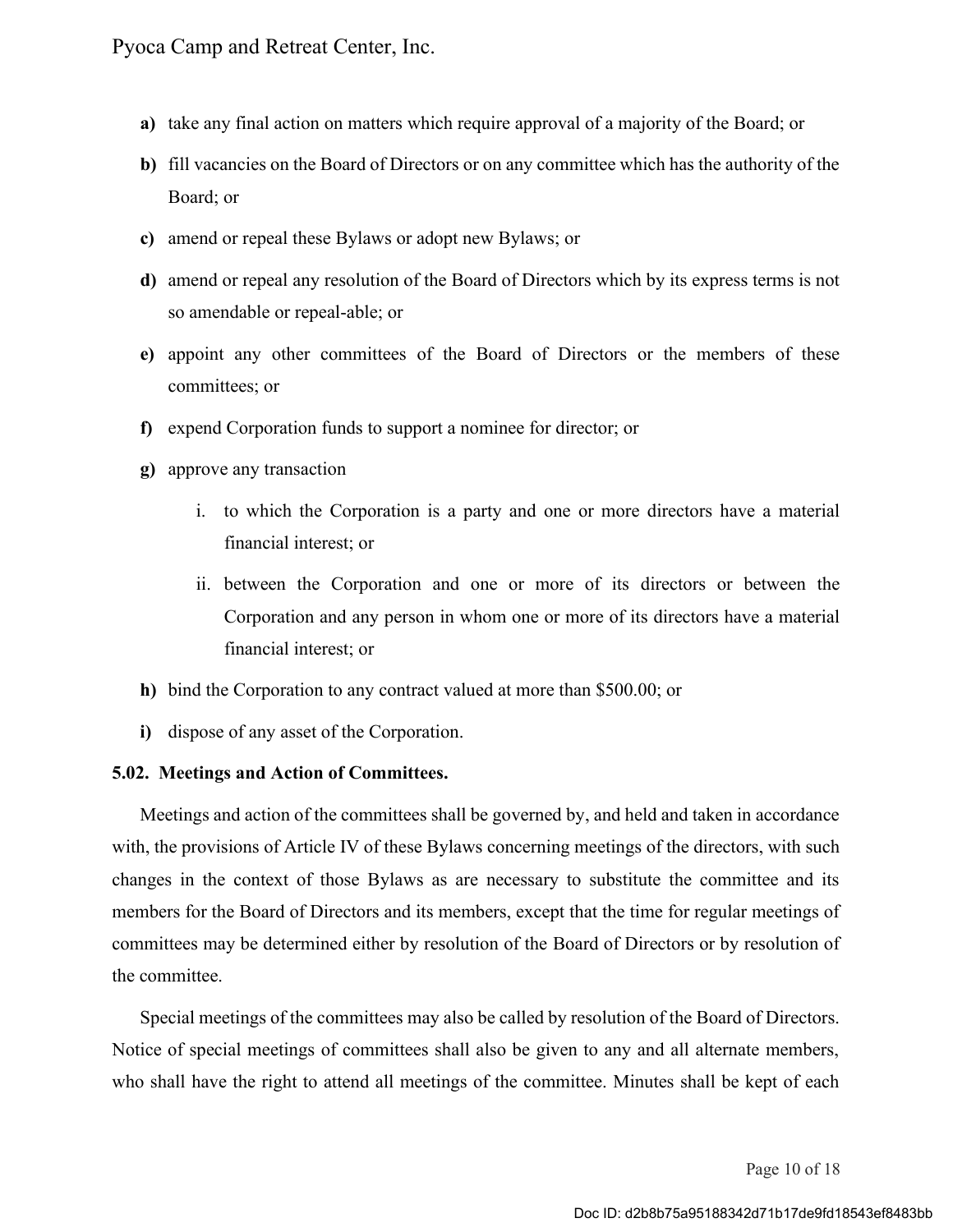**a)** take any final action on matters which require approval of a majority of the Board; or

**b)** fill vacancies on the Board of Directors or on any committee which has the authority of the Board; or

**c)** amend or repeal these Bylaws or adopt new Bylaws; or

**d)** amend or repeal any resolution of the Board of Directors which by its express terms is not so amendable or repeal-able; or

**e)** appoint any other committees of the Board of Directors or the members of these committees; or

**f)** expend Corporation funds to support a nominee for director; or

**g)** approve any transaction

   i. to which the Corporation is a party and one or more directors have a material financial interest; or

   ii. between the Corporation and one or more of its directors or between the Corporation and any person in whom one or more of its directors have a material financial interest; or

**h)** bind the Corporation to any contract valued at more than $500.00; or

**i)** dispose of any asset of the Corporation.

**5.02. Meetings and Action of Committees.**

Meetings and action of the committees shall be governed by, and held and taken in accordance with, the provisions of Article IV of these Bylaws concerning meetings of the directors, with such changes in the context of those Bylaws as are necessary to substitute the committee and its members for the Board of Directors and its members, except that the time for regular meetings of committees may be determined either by resolution of the Board of Directors or by resolution of the committee.

Special meetings of the committees may also be called by resolution of the Board of Directors. Notice of special meetings of committees shall also be given to any and all alternate members, who shall have the right to attend all meetings of the committee. Minutes shall be kept of each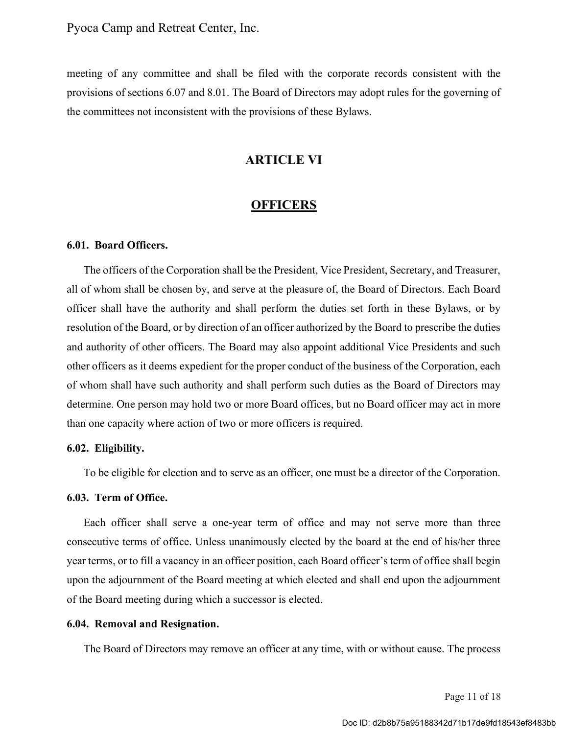meeting of any committee and shall be filed with the corporate records consistent with the provisions of sections 6.07 and 8.01. The Board of Directors may adopt rules for the governing of the committees not inconsistent with the provisions of these Bylaws.

## ARTICLE VI

## OFFICERS

### 6.01. Board Officers.

The officers of the Corporation shall be the President, Vice President, Secretary, and Treasurer, all of whom shall be chosen by, and serve at the pleasure of, the Board of Directors. Each Board officer shall have the authority and shall perform the duties set forth in these Bylaws, or by resolution of the Board, or by direction of an officer authorized by the Board to prescribe the duties and authority of other officers. The Board may also appoint additional Vice Presidents and such other officers as it deems expedient for the proper conduct of the business of the Corporation, each of whom shall have such authority and shall perform such duties as the Board of Directors may determine. One person may hold two or more Board offices, but no Board officer may act in more than one capacity where action of two or more officers is required.

### 6.02. Eligibility.

To be eligible for election and to serve as an officer, one must be a director of the Corporation.

### 6.03. Term of Office.

Each officer shall serve a one-year term of office and may not serve more than three consecutive terms of office. Unless unanimously elected by the board at the end of his/her three year terms, or to fill a vacancy in an officer position, each Board officer's term of office shall begin upon the adjournment of the Board meeting at which elected and shall end upon the adjournment of the Board meeting during which a successor is elected.

### 6.04. Removal and Resignation.

The Board of Directors may remove an officer at any time, with or without cause. The process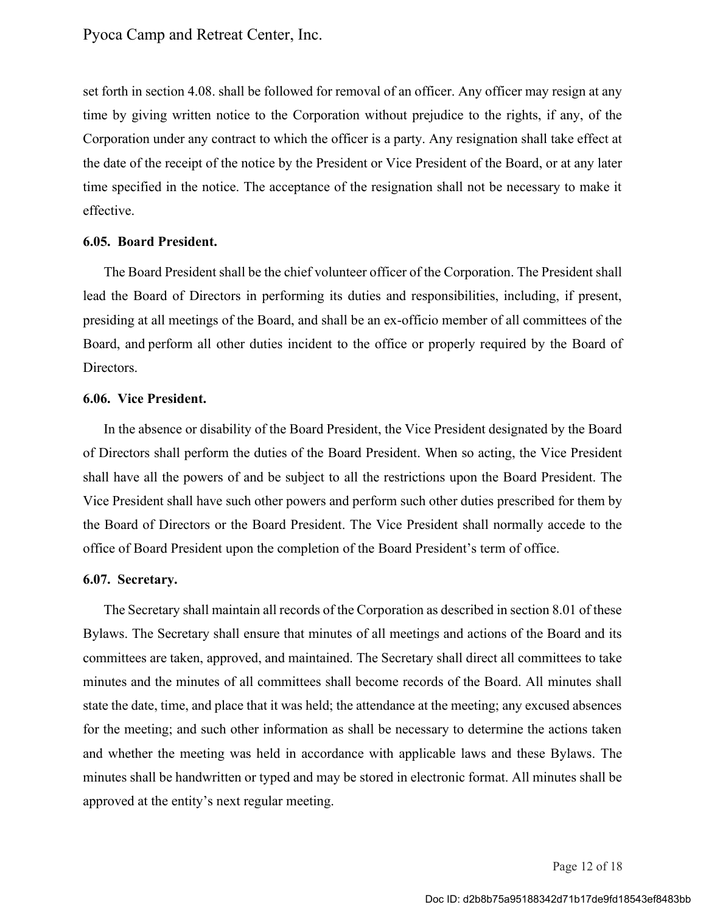set forth in section 4.08. shall be followed for removal of an officer. Any officer may resign at any time by giving written notice to the Corporation without prejudice to the rights, if any, of the Corporation under any contract to which the officer is a party. Any resignation shall take effect at the date of the receipt of the notice by the President or Vice President of the Board, or at any later time specified in the notice. The acceptance of the resignation shall not be necessary to make it effective.

**6.05. Board President.**

The Board President shall be the chief volunteer officer of the Corporation. The President shall lead the Board of Directors in performing its duties and responsibilities, including, if present, presiding at all meetings of the Board, and shall be an ex-officio member of all committees of the Board, and perform all other duties incident to the office or properly required by the Board of Directors.

**6.06. Vice President.**

In the absence or disability of the Board President, the Vice President designated by the Board of Directors shall perform the duties of the Board President. When so acting, the Vice President shall have all the powers of and be subject to all the restrictions upon the Board President. The Vice President shall have such other powers and perform such other duties prescribed for them by the Board of Directors or the Board President. The Vice President shall normally accede to the office of Board President upon the completion of the Board President's term of office.

**6.07. Secretary.**

The Secretary shall maintain all records of the Corporation as described in section 8.01 of these Bylaws. The Secretary shall ensure that minutes of all meetings and actions of the Board and its committees are taken, approved, and maintained. The Secretary shall direct all committees to take minutes and the minutes of all committees shall become records of the Board. All minutes shall state the date, time, and place that it was held; the attendance at the meeting; any excused absences for the meeting; and such other information as shall be necessary to determine the actions taken and whether the meeting was held in accordance with applicable laws and these Bylaws. The minutes shall be handwritten or typed and may be stored in electronic format. All minutes shall be approved at the entity's next regular meeting.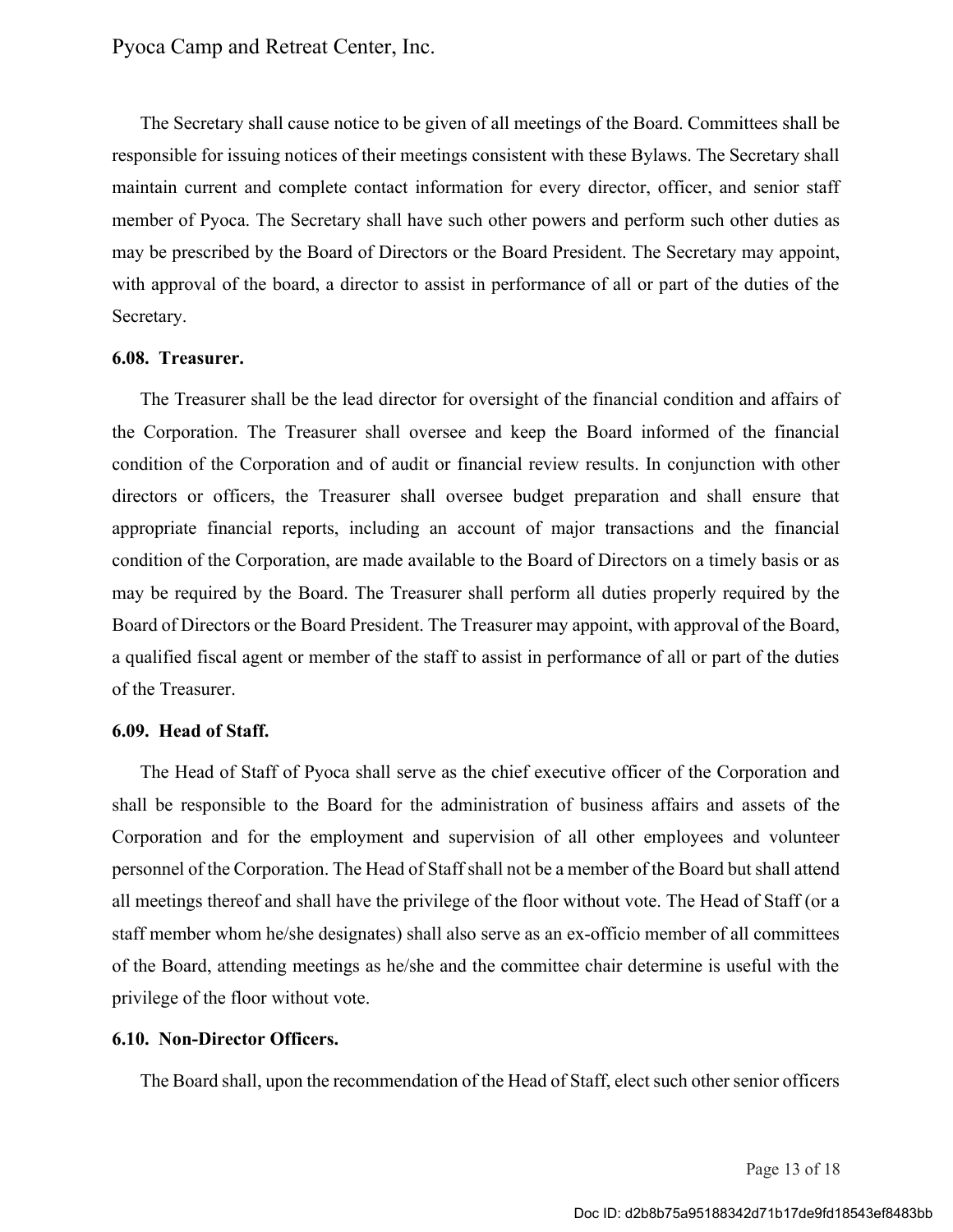The Secretary shall cause notice to be given of all meetings of the Board. Committees shall be responsible for issuing notices of their meetings consistent with these Bylaws. The Secretary shall maintain current and complete contact information for every director, officer, and senior staff member of Pyoca. The Secretary shall have such other powers and perform such other duties as may be prescribed by the Board of Directors or the Board President. The Secretary may appoint, with approval of the board, a director to assist in performance of all or part of the duties of the Secretary.

**6.08. Treasurer.**

The Treasurer shall be the lead director for oversight of the financial condition and affairs of the Corporation. The Treasurer shall oversee and keep the Board informed of the financial condition of the Corporation and of audit or financial review results. In conjunction with other directors or officers, the Treasurer shall oversee budget preparation and shall ensure that appropriate financial reports, including an account of major transactions and the financial condition of the Corporation, are made available to the Board of Directors on a timely basis or as may be required by the Board. The Treasurer shall perform all duties properly required by the Board of Directors or the Board President. The Treasurer may appoint, with approval of the Board, a qualified fiscal agent or member of the staff to assist in performance of all or part of the duties of the Treasurer.

**6.09. Head of Staff.**

The Head of Staff of Pyoca shall serve as the chief executive officer of the Corporation and shall be responsible to the Board for the administration of business affairs and assets of the Corporation and for the employment and supervision of all other employees and volunteer personnel of the Corporation. The Head of Staff shall not be a member of the Board but shall attend all meetings thereof and shall have the privilege of the floor without vote. The Head of Staff (or a staff member whom he/she designates) shall also serve as an ex-officio member of all committees of the Board, attending meetings as he/she and the committee chair determine is useful with the privilege of the floor without vote.

**6.10. Non-Director Officers.**

The Board shall, upon the recommendation of the Head of Staff, elect such other senior officers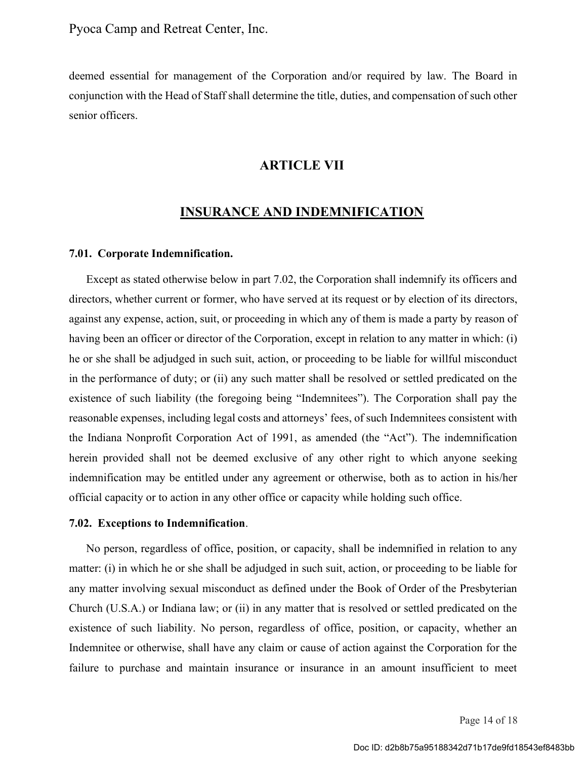deemed essential for management of the Corporation and/or required by law. The Board in conjunction with the Head of Staff shall determine the title, duties, and compensation of such other senior officers.

## ARTICLE VII

## INSURANCE AND INDEMNIFICATION

**7.01. Corporate Indemnification.**

Except as stated otherwise below in part 7.02, the Corporation shall indemnify its officers and directors, whether current or former, who have served at its request or by election of its directors, against any expense, action, suit, or proceeding in which any of them is made a party by reason of having been an officer or director of the Corporation, except in relation to any matter in which: (i) he or she shall be adjudged in such suit, action, or proceeding to be liable for willful misconduct in the performance of duty; or (ii) any such matter shall be resolved or settled predicated on the existence of such liability (the foregoing being "Indemnitees"). The Corporation shall pay the reasonable expenses, including legal costs and attorneys' fees, of such Indemnitees consistent with the Indiana Nonprofit Corporation Act of 1991, as amended (the "Act"). The indemnification herein provided shall not be deemed exclusive of any other right to which anyone seeking indemnification may be entitled under any agreement or otherwise, both as to action in his/her official capacity or to action in any other office or capacity while holding such office.

**7.02. Exceptions to Indemnification**.

No person, regardless of office, position, or capacity, shall be indemnified in relation to any matter: (i) in which he or she shall be adjudged in such suit, action, or proceeding to be liable for any matter involving sexual misconduct as defined under the Book of Order of the Presbyterian Church (U.S.A.) or Indiana law; or (ii) in any matter that is resolved or settled predicated on the existence of such liability. No person, regardless of office, position, or capacity, whether an Indemnitee or otherwise, shall have any claim or cause of action against the Corporation for the failure to purchase and maintain insurance or insurance in an amount insufficient to meet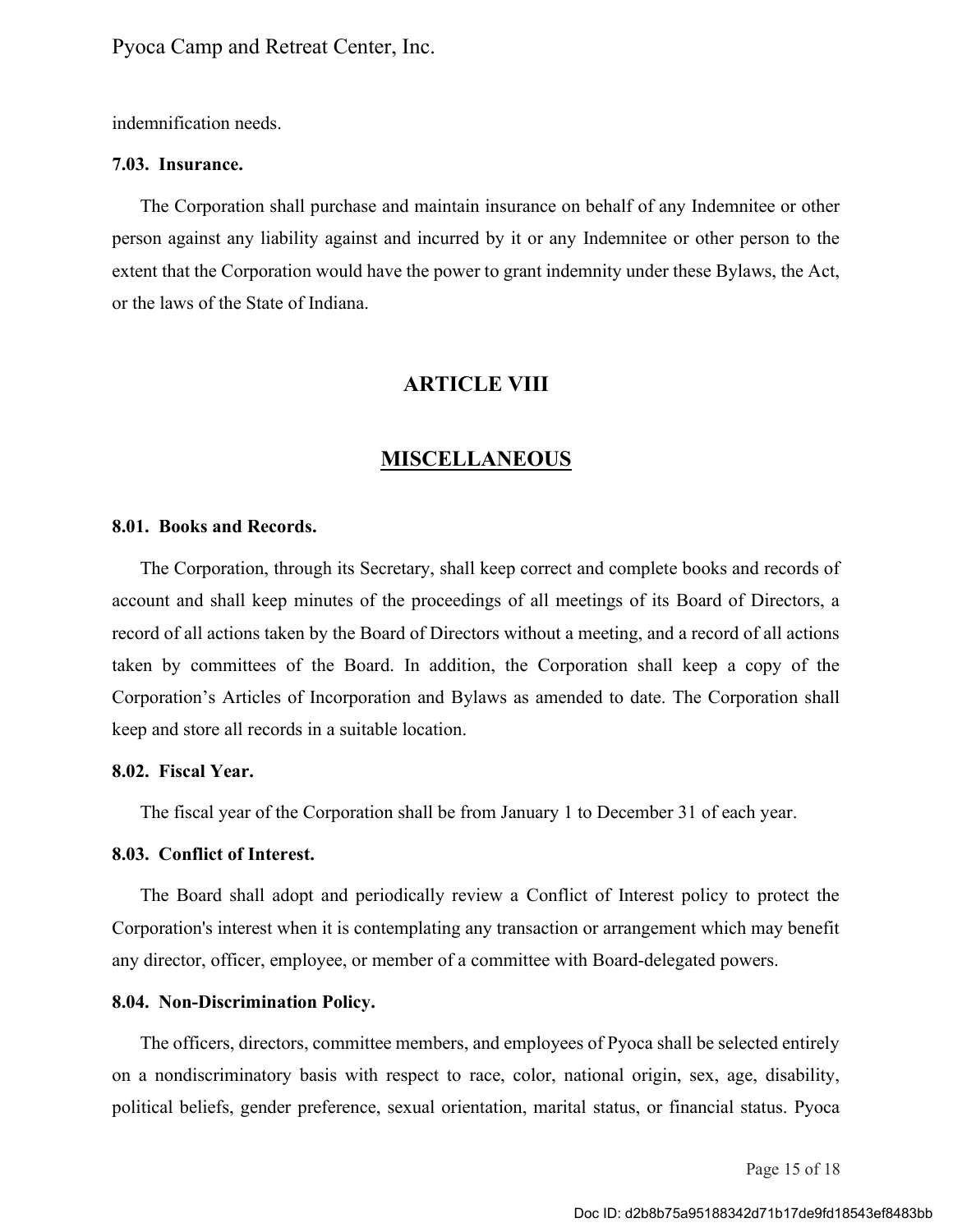indemnification needs.

**7.03. Insurance.**

The Corporation shall purchase and maintain insurance on behalf of any Indemnitee or other person against any liability against and incurred by it or any Indemnitee or other person to the extent that the Corporation would have the power to grant indemnity under these Bylaws, the Act, or the laws of the State of Indiana.

## ARTICLE VIII

## MISCELLANEOUS

**8.01. Books and Records.**

The Corporation, through its Secretary, shall keep correct and complete books and records of account and shall keep minutes of the proceedings of all meetings of its Board of Directors, a record of all actions taken by the Board of Directors without a meeting, and a record of all actions taken by committees of the Board. In addition, the Corporation shall keep a copy of the Corporation's Articles of Incorporation and Bylaws as amended to date. The Corporation shall keep and store all records in a suitable location.

**8.02. Fiscal Year.**

The fiscal year of the Corporation shall be from January 1 to December 31 of each year.

**8.03. Conflict of Interest.**

The Board shall adopt and periodically review a Conflict of Interest policy to protect the Corporation's interest when it is contemplating any transaction or arrangement which may benefit any director, officer, employee, or member of a committee with Board-delegated powers.

**8.04. Non-Discrimination Policy.**

The officers, directors, committee members, and employees of Pyoca shall be selected entirely on a nondiscriminatory basis with respect to race, color, national origin, sex, age, disability, political beliefs, gender preference, sexual orientation, marital status, or financial status. Pyoca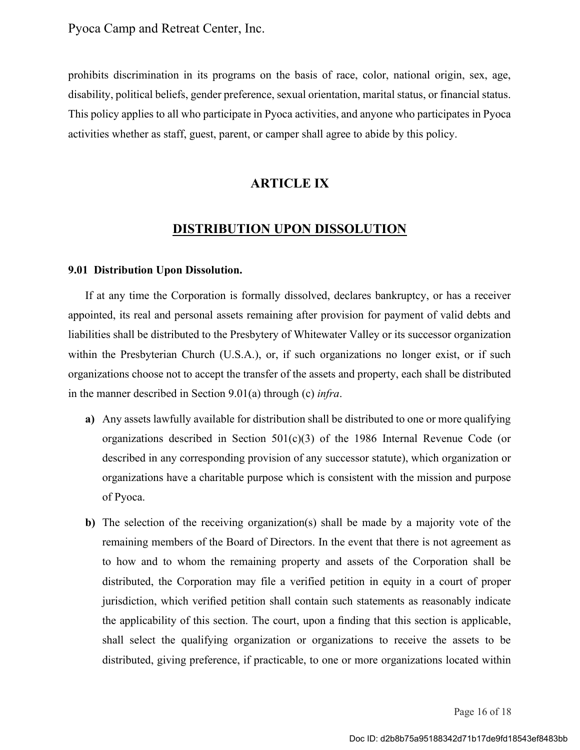prohibits discrimination in its programs on the basis of race, color, national origin, sex, age, disability, political beliefs, gender preference, sexual orientation, marital status, or financial status. This policy applies to all who participate in Pyoca activities, and anyone who participates in Pyoca activities whether as staff, guest, parent, or camper shall agree to abide by this policy.

# ARTICLE IX

## DISTRIBUTION UPON DISSOLUTION

**9.01 Distribution Upon Dissolution.**

If at any time the Corporation is formally dissolved, declares bankruptcy, or has a receiver appointed, its real and personal assets remaining after provision for payment of valid debts and liabilities shall be distributed to the Presbytery of Whitewater Valley or its successor organization within the Presbyterian Church (U.S.A.), or, if such organizations no longer exist, or if such organizations choose not to accept the transfer of the assets and property, each shall be distributed in the manner described in Section 9.01(a) through (c) *infra*.

- **a)** Any assets lawfully available for distribution shall be distributed to one or more qualifying organizations described in Section 501(c)(3) of the 1986 Internal Revenue Code (or described in any corresponding provision of any successor statute), which organization or organizations have a charitable purpose which is consistent with the mission and purpose of Pyoca.
- **b)** The selection of the receiving organization(s) shall be made by a majority vote of the remaining members of the Board of Directors. In the event that there is not agreement as to how and to whom the remaining property and assets of the Corporation shall be distributed, the Corporation may file a verified petition in equity in a court of proper jurisdiction, which verified petition shall contain such statements as reasonably indicate the applicability of this section. The court, upon a finding that this section is applicable, shall select the qualifying organization or organizations to receive the assets to be distributed, giving preference, if practicable, to one or more organizations located within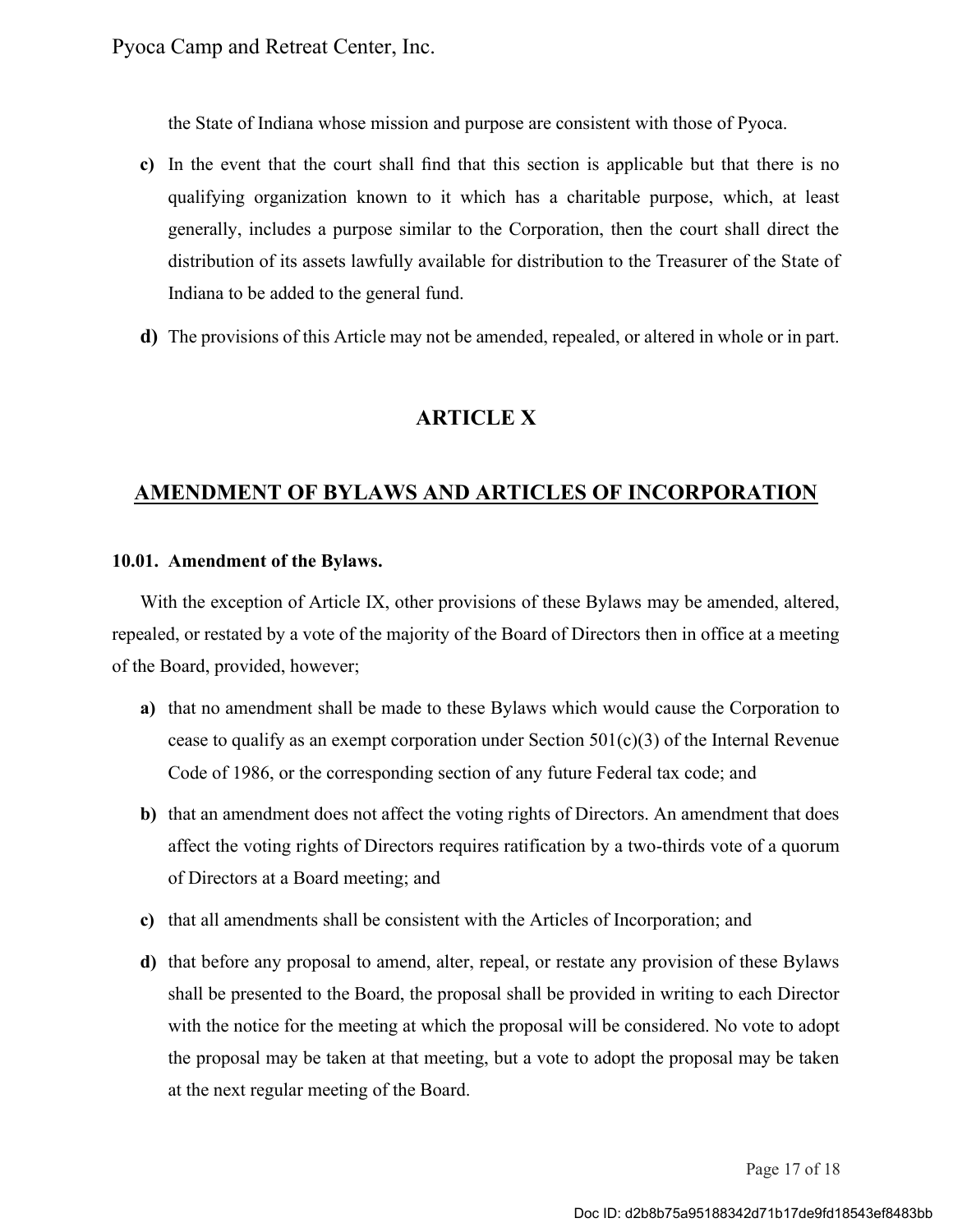the State of Indiana whose mission and purpose are consistent with those of Pyoca.

**c)** In the event that the court shall find that this section is applicable but that there is no qualifying organization known to it which has a charitable purpose, which, at least generally, includes a purpose similar to the Corporation, then the court shall direct the distribution of its assets lawfully available for distribution to the Treasurer of the State of Indiana to be added to the general fund.

**d)** The provisions of this Article may not be amended, repealed, or altered in whole or in part.

## ARTICLE X

## AMENDMENT OF BYLAWS AND ARTICLES OF INCORPORATION

**10.01. Amendment of the Bylaws.**

With the exception of Article IX, other provisions of these Bylaws may be amended, altered, repealed, or restated by a vote of the majority of the Board of Directors then in office at a meeting of the Board, provided, however;

**a)** that no amendment shall be made to these Bylaws which would cause the Corporation to cease to qualify as an exempt corporation under Section 501(c)(3) of the Internal Revenue Code of 1986, or the corresponding section of any future Federal tax code; and

**b)** that an amendment does not affect the voting rights of Directors. An amendment that does affect the voting rights of Directors requires ratification by a two-thirds vote of a quorum of Directors at a Board meeting; and

**c)** that all amendments shall be consistent with the Articles of Incorporation; and

**d)** that before any proposal to amend, alter, repeal, or restate any provision of these Bylaws shall be presented to the Board, the proposal shall be provided in writing to each Director with the notice for the meeting at which the proposal will be considered. No vote to adopt the proposal may be taken at that meeting, but a vote to adopt the proposal may be taken at the next regular meeting of the Board.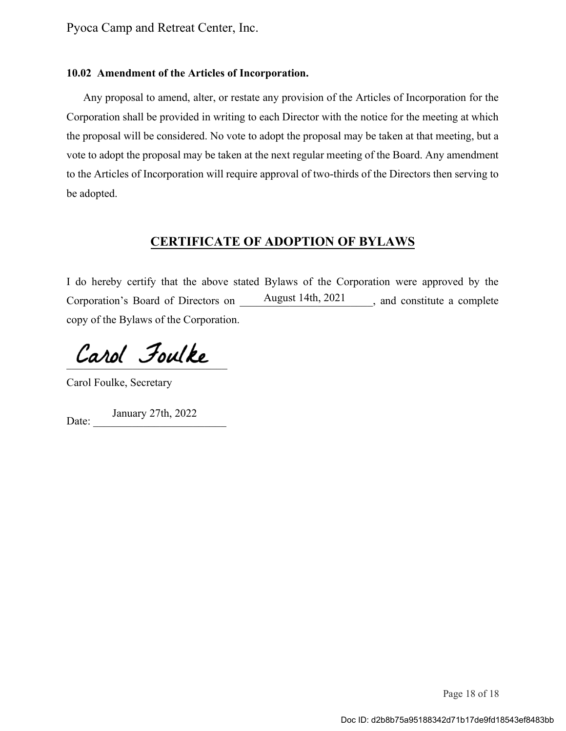### 10.02 Amendment of the Articles of Incorporation.

Any proposal to amend, alter, or restate any provision of the Articles of Incorporation for the Corporation shall be provided in writing to each Director with the notice for the meeting at which the proposal will be considered. No vote to adopt the proposal may be taken at that meeting, but a vote to adopt the proposal may be taken at the next regular meeting of the Board. Any amendment to the Articles of Incorporation will require approval of two-thirds of the Directors then serving to be adopted.

## CERTIFICATE OF ADOPTION OF BYLAWS

I do hereby certify that the above stated Bylaws of the Corporation were approved by the Corporation's Board of Directors on August 14th, 2021, and constitute a complete copy of the Bylaws of the Corporation.

Carol Foulke

Carol Foulke, Secretary

Date: January 27th, 2022

Doc ID: d2b8b75a95188342d71b17de9fd18543ef8483bb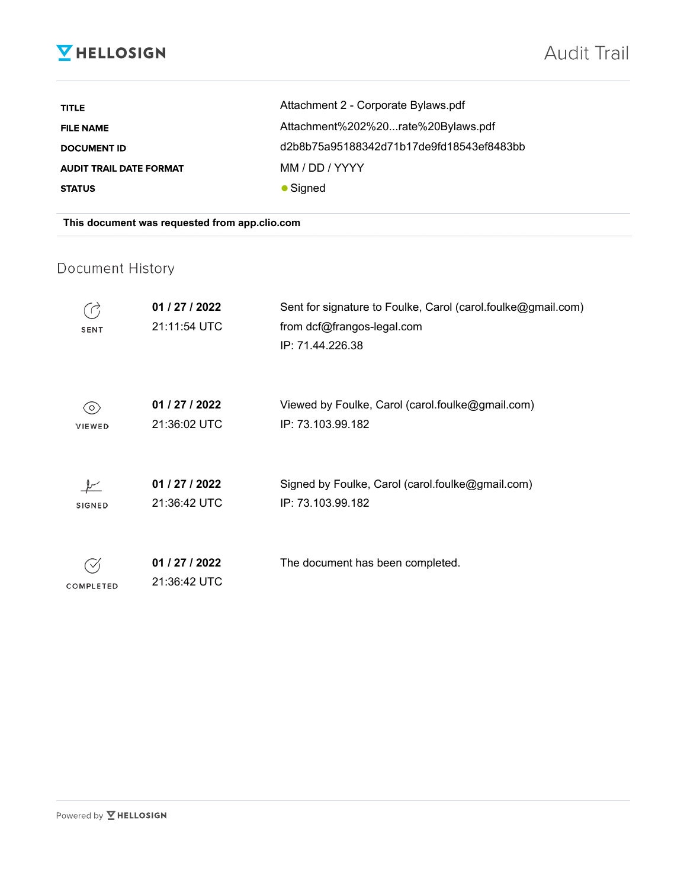HELLOSIGN

# Audit Trail

| | |
|---|---|
| **TITLE** | Attachment 2 - Corporate Bylaws.pdf |
| **FILE NAME** | Attachment%202%20...rate%20Bylaws.pdf |
| **DOCUMENT ID** | d2b8b75a95188342d71b17de9fd18543ef8483bb |
| **AUDIT TRAIL DATE FORMAT** | MM / DD / YYYY |
| **STATUS** | ● Signed |

**This document was requested from app.clio.com**

## Document History

| | | |
|---|---|---|
| SENT | **01 / 27 / 2022** 21:11:54 UTC | Sent for signature to Foulke, Carol (carol.foulke@gmail.com) from dcf@frangos-legal.com IP: 71.44.226.38 |
| VIEWED | **01 / 27 / 2022** 21:36:02 UTC | Viewed by Foulke, Carol (carol.foulke@gmail.com) IP: 73.103.99.182 |
| SIGNED | **01 / 27 / 2022** 21:36:42 UTC | Signed by Foulke, Carol (carol.foulke@gmail.com) IP: 73.103.99.182 |
| COMPLETED | **01 / 27 / 2022** 21:36:42 UTC | The document has been completed. |

Powered by HELLOSIGN